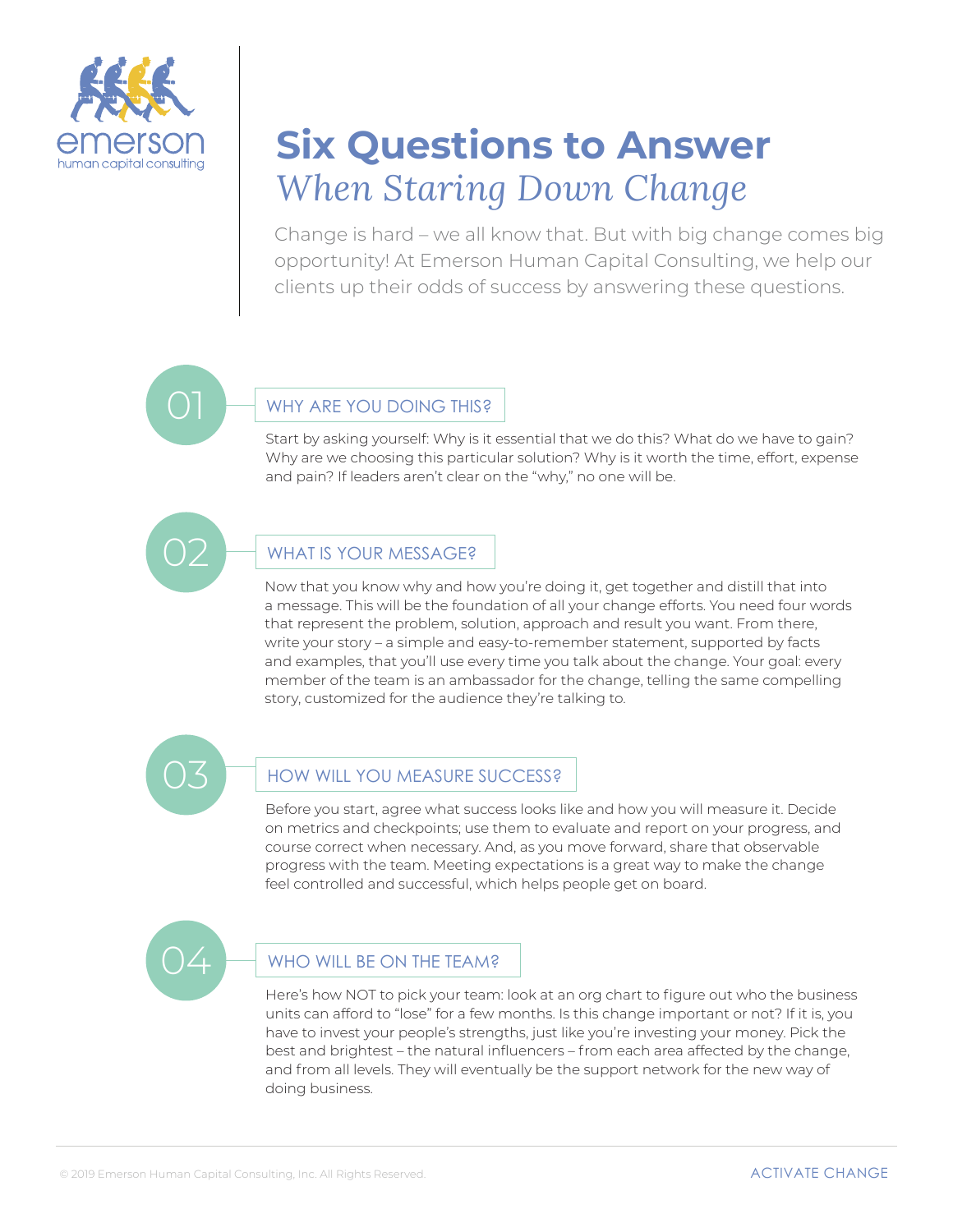emerson
human capital consulting

# Six Questions to Answer
## *When Staring Down Change*

Change is hard – we all know that. But with big change comes big opportunity! At Emerson Human Capital Consulting, we help our clients up their odds of success by answering these questions.

### 01 WHY ARE YOU DOING THIS?

Start by asking yourself: Why is it essential that we do this? What do we have to gain? Why are we choosing this particular solution? Why is it worth the time, effort, expense and pain? If leaders aren't clear on the "why," no one will be.

### 02 WHAT IS YOUR MESSAGE?

Now that you know why and how you're doing it, get together and distill that into a message. This will be the foundation of all your change efforts. You need four words that represent the problem, solution, approach and result you want. From there, write your story – a simple and easy-to-remember statement, supported by facts and examples, that you'll use every time you talk about the change. Your goal: every member of the team is an ambassador for the change, telling the same compelling story, customized for the audience they're talking to.

### 03 HOW WILL YOU MEASURE SUCCESS?

Before you start, agree what success looks like and how you will measure it. Decide on metrics and checkpoints; use them to evaluate and report on your progress, and course correct when necessary. And, as you move forward, share that observable progress with the team. Meeting expectations is a great way to make the change feel controlled and successful, which helps people get on board.

### 04 WHO WILL BE ON THE TEAM?

Here's how NOT to pick your team: look at an org chart to figure out who the business units can afford to "lose" for a few months. Is this change important or not? If it is, you have to invest your people's strengths, just like you're investing your money. Pick the best and brightest – the natural influencers – from each area affected by the change, and from all levels. They will eventually be the support network for the new way of doing business.

© 2019 Emerson Human Capital Consulting, Inc. All Rights Reserved.

ACTIVATE CHANGE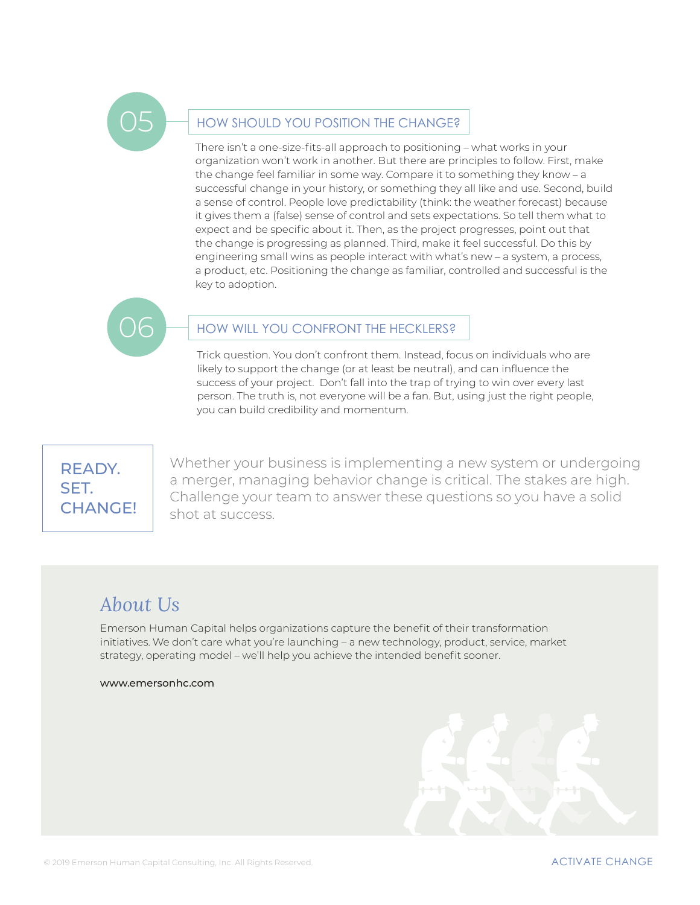## 05 HOW SHOULD YOU POSITION THE CHANGE?

There isn't a one-size-fits-all approach to positioning – what works in your organization won't work in another. But there are principles to follow. First, make the change feel familiar in some way. Compare it to something they know – a successful change in your history, or something they all like and use. Second, build a sense of control. People love predictability (think: the weather forecast) because it gives them a (false) sense of control and sets expectations. So tell them what to expect and be specific about it. Then, as the project progresses, point out that the change is progressing as planned. Third, make it feel successful. Do this by engineering small wins as people interact with what's new – a system, a process, a product, etc. Positioning the change as familiar, controlled and successful is the key to adoption.

## 06 HOW WILL YOU CONFRONT THE HECKLERS?

Trick question. You don't confront them. Instead, focus on individuals who are likely to support the change (or at least be neutral), and can influence the success of your project. Don't fall into the trap of trying to win over every last person. The truth is, not everyone will be a fan. But, using just the right people, you can build credibility and momentum.

**READY. SET. CHANGE!**

Whether your business is implementing a new system or undergoing a merger, managing behavior change is critical. The stakes are high. Challenge your team to answer these questions so you have a solid shot at success.

## *About Us*

Emerson Human Capital helps organizations capture the benefit of their transformation initiatives. We don't care what you're launching – a new technology, product, service, market strategy, operating model – we'll help you achieve the intended benefit sooner.

www.emersonhc.com

© 2019 Emerson Human Capital Consulting, Inc. All Rights Reserved.

ACTIVATE CHANGE